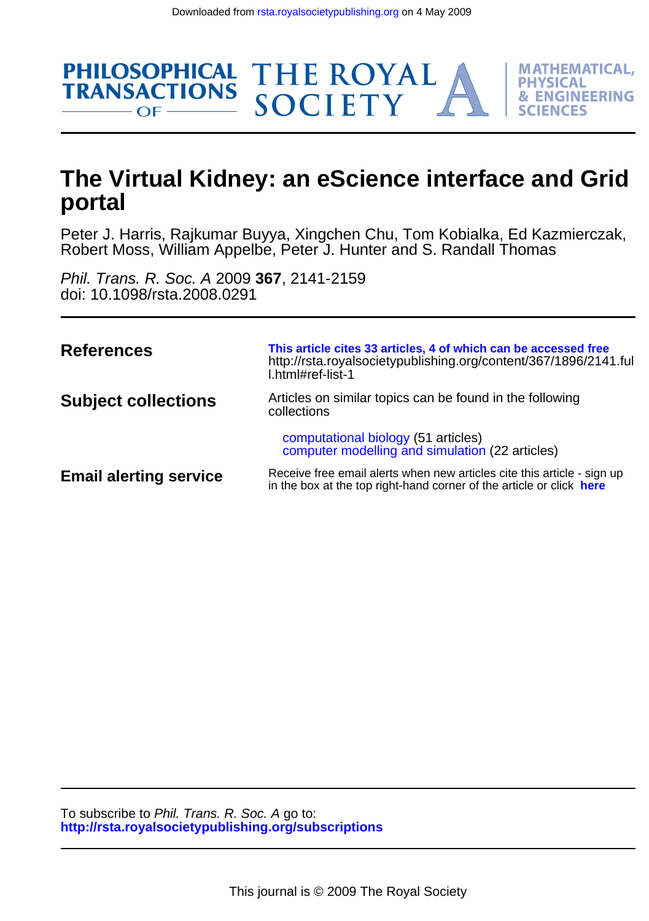Downloaded from rsta.royalsocietypublishing.org on 4 May 2009

PHILOSOPHICAL TRANSACTIONS OF THE ROYAL SOCIETY A

MATHEMATICAL, PHYSICAL & ENGINEERING SCIENCES

# The Virtual Kidney: an eScience interface and Grid portal

Peter J. Harris, Rajkumar Buyya, Xingchen Chu, Tom Kobialka, Ed Kazmierczak, Robert Moss, William Appelbe, Peter J. Hunter and S. Randall Thomas

*Phil. Trans. R. Soc. A* 2009 **367**, 2141-2159
doi: 10.1098/rsta.2008.0291

**References**

**This article cites 33 articles, 4 of which can be accessed free**
http://rsta.royalsocietypublishing.org/content/367/1896/2141.full.html#ref-list-1

**Subject collections**

Articles on similar topics can be found in the following collections

computational biology (51 articles)
computer modelling and simulation (22 articles)

**Email alerting service**

Receive free email alerts when new articles cite this article - sign up in the box at the top right-hand corner of the article or click **here**

To subscribe to *Phil. Trans. R. Soc. A* go to:
**http://rsta.royalsocietypublishing.org/subscriptions**

This journal is © 2009 The Royal Society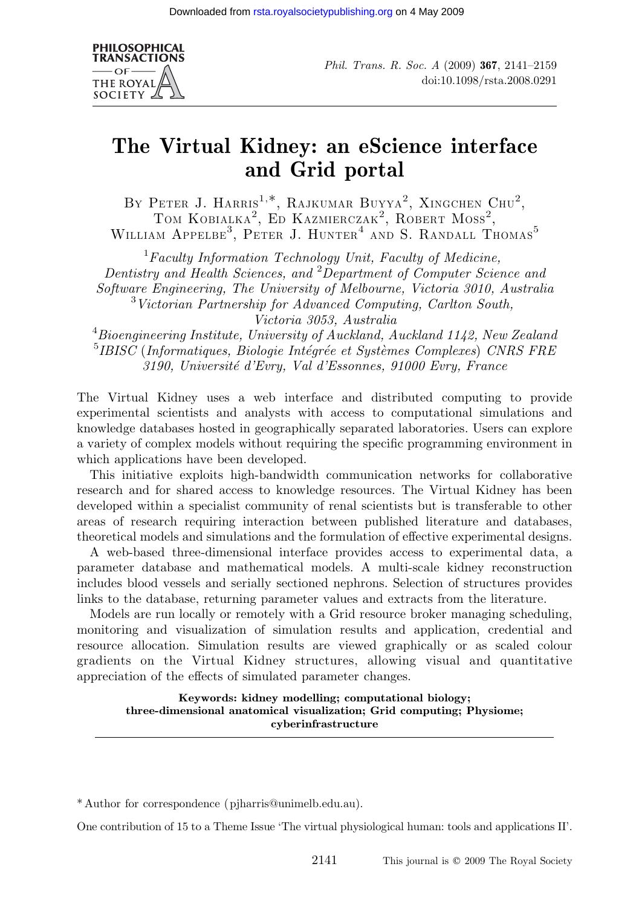# The Virtual Kidney: an eScience interface and Grid portal

By Peter J. Harris[1,*], Rajkumar Buyya[2], Xingchen Chu[2], Tom Kobialka[2], Ed Kazmierczak[2], Robert Moss[2], William Appelbe[3], Peter J. Hunter[4] and S. Randall Thomas[5]

[1]*Faculty Information Technology Unit, Faculty of Medicine, Dentistry and Health Sciences, and* [2]*Department of Computer Science and Software Engineering, The University of Melbourne, Victoria 3010, Australia*
[3]*Victorian Partnership for Advanced Computing, Carlton South, Victoria 3053, Australia*
[4]*Bioengineering Institute, University of Auckland, Auckland 1142, New Zealand*
[5]*IBISC (Informatiques, Biologie Intégrée et Systèmes Complexes) CNRS FRE 3190, Université d'Evry, Val d'Essonnes, 91000 Evry, France*

The Virtual Kidney uses a web interface and distributed computing to provide experimental scientists and analysts with access to computational simulations and knowledge databases hosted in geographically separated laboratories. Users can explore a variety of complex models without requiring the specific programming environment in which applications have been developed.

This initiative exploits high-bandwidth communication networks for collaborative research and for shared access to knowledge resources. The Virtual Kidney has been developed within a specialist community of renal scientists but is transferable to other areas of research requiring interaction between published literature and databases, theoretical models and simulations and the formulation of effective experimental designs.

A web-based three-dimensional interface provides access to experimental data, a parameter database and mathematical models. A multi-scale kidney reconstruction includes blood vessels and serially sectioned nephrons. Selection of structures provides links to the database, returning parameter values and extracts from the literature.

Models are run locally or remotely with a Grid resource broker managing scheduling, monitoring and visualization of simulation results and application, credential and resource allocation. Simulation results are viewed graphically or as scaled colour gradients on the Virtual Kidney structures, allowing visual and quantitative appreciation of the effects of simulated parameter changes.

**Keywords: kidney modelling; computational biology; three-dimensional anatomical visualization; Grid computing; Physiome; cyberinfrastructure**

*Author for correspondence (pjharris@unimelb.edu.au).

One contribution of 15 to a Theme Issue 'The virtual physiological human: tools and applications II'.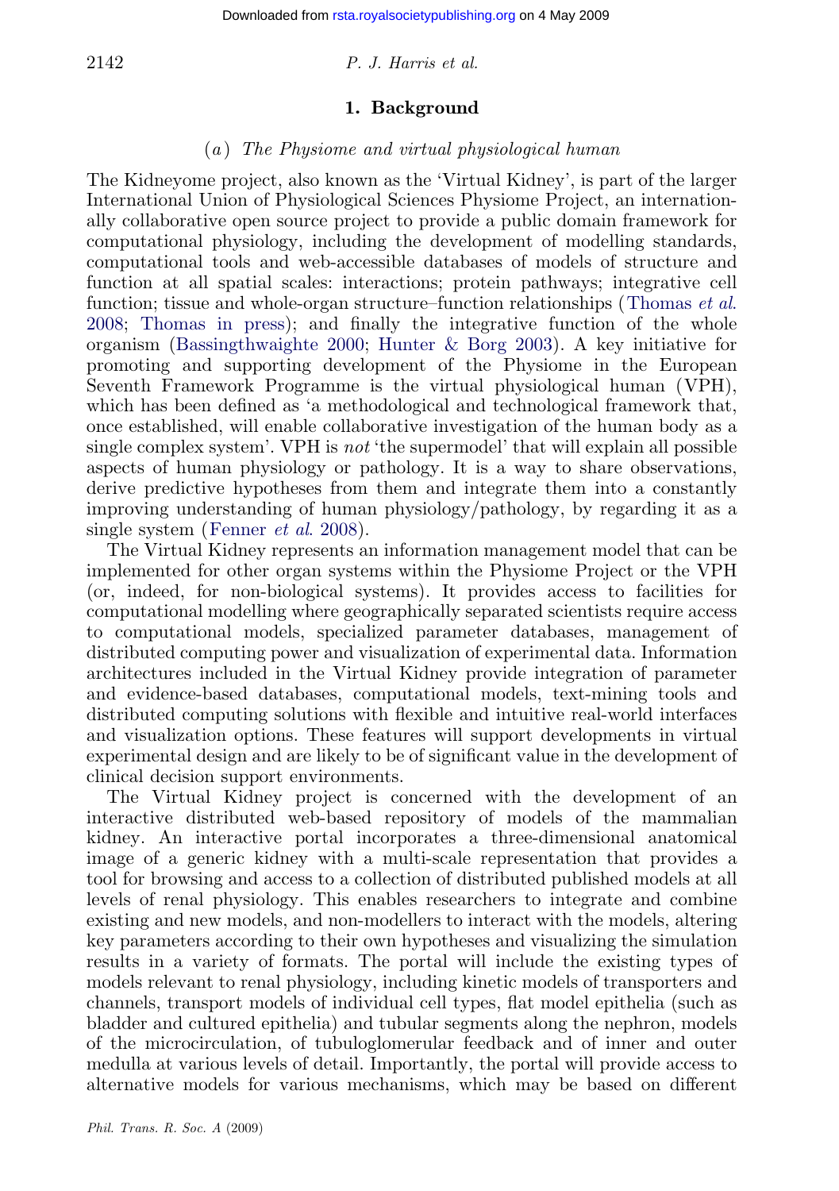## 1. Background

### (*a*) *The Physiome and virtual physiological human*

The Kidneyome project, also known as the 'Virtual Kidney', is part of the larger International Union of Physiological Sciences Physiome Project, an internationally collaborative open source project to provide a public domain framework for computational physiology, including the development of modelling standards, computational tools and web-accessible databases of models of structure and function at all spatial scales: interactions; protein pathways; integrative cell function; tissue and whole-organ structure–function relationships (Thomas *et al.* 2008; Thomas in press); and finally the integrative function of the whole organism (Bassingthwaighte 2000; Hunter & Borg 2003). A key initiative for promoting and supporting development of the Physiome in the European Seventh Framework Programme is the virtual physiological human (VPH), which has been defined as 'a methodological and technological framework that, once established, will enable collaborative investigation of the human body as a single complex system'. VPH is *not* 'the supermodel' that will explain all possible aspects of human physiology or pathology. It is a way to share observations, derive predictive hypotheses from them and integrate them into a constantly improving understanding of human physiology/pathology, by regarding it as a single system (Fenner *et al.* 2008).

The Virtual Kidney represents an information management model that can be implemented for other organ systems within the Physiome Project or the VPH (or, indeed, for non-biological systems). It provides access to facilities for computational modelling where geographically separated scientists require access to computational models, specialized parameter databases, management of distributed computing power and visualization of experimental data. Information architectures included in the Virtual Kidney provide integration of parameter and evidence-based databases, computational models, text-mining tools and distributed computing solutions with flexible and intuitive real-world interfaces and visualization options. These features will support developments in virtual experimental design and are likely to be of significant value in the development of clinical decision support environments.

The Virtual Kidney project is concerned with the development of an interactive distributed web-based repository of models of the mammalian kidney. An interactive portal incorporates a three-dimensional anatomical image of a generic kidney with a multi-scale representation that provides a tool for browsing and access to a collection of distributed published models at all levels of renal physiology. This enables researchers to integrate and combine existing and new models, and non-modellers to interact with the models, altering key parameters according to their own hypotheses and visualizing the simulation results in a variety of formats. The portal will include the existing types of models relevant to renal physiology, including kinetic models of transporters and channels, transport models of individual cell types, flat model epithelia (such as bladder and cultured epithelia) and tubular segments along the nephron, models of the microcirculation, of tubuloglomerular feedback and of inner and outer medulla at various levels of detail. Importantly, the portal will provide access to alternative models for various mechanisms, which may be based on different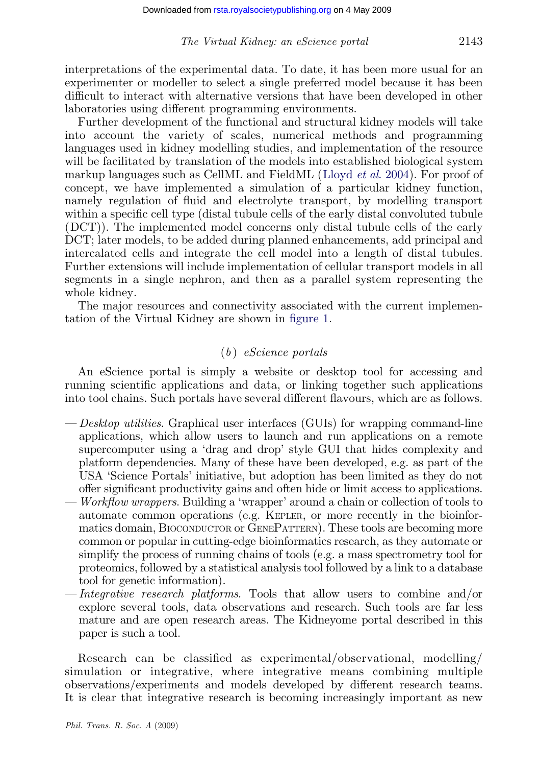interpretations of the experimental data. To date, it has been more usual for an experimenter or modeller to select a single preferred model because it has been difficult to interact with alternative versions that have been developed in other laboratories using different programming environments.

Further development of the functional and structural kidney models will take into account the variety of scales, numerical methods and programming languages used in kidney modelling studies, and implementation of the resource will be facilitated by translation of the models into established biological system markup languages such as CellML and FieldML (Lloyd *et al.* 2004). For proof of concept, we have implemented a simulation of a particular kidney function, namely regulation of fluid and electrolyte transport, by modelling transport within a specific cell type (distal tubule cells of the early distal convoluted tubule (DCT)). The implemented model concerns only distal tubule cells of the early DCT; later models, to be added during planned enhancements, add principal and intercalated cells and integrate the cell model into a length of distal tubules. Further extensions will include implementation of cellular transport models in all segments in a single nephron, and then as a parallel system representing the whole kidney.

The major resources and connectivity associated with the current implementation of the Virtual Kidney are shown in figure 1.

### (*b*) *eScience portals*

An eScience portal is simply a website or desktop tool for accessing and running scientific applications and data, or linking together such applications into tool chains. Such portals have several different flavours, which are as follows.

- *Desktop utilities*. Graphical user interfaces (GUIs) for wrapping command-line applications, which allow users to launch and run applications on a remote supercomputer using a 'drag and drop' style GUI that hides complexity and platform dependencies. Many of these have been developed, e.g. as part of the USA 'Science Portals' initiative, but adoption has been limited as they do not offer significant productivity gains and often hide or limit access to applications.
- *Workflow wrappers*. Building a 'wrapper' around a chain or collection of tools to automate common operations (e.g. KEPLER, or more recently in the bioinformatics domain, BIOCONDUCTOR or GENEPATTERN). These tools are becoming more common or popular in cutting-edge bioinformatics research, as they automate or simplify the process of running chains of tools (e.g. a mass spectrometry tool for proteomics, followed by a statistical analysis tool followed by a link to a database tool for genetic information).
- *Integrative research platforms*. Tools that allow users to combine and/or explore several tools, data observations and research. Such tools are far less mature and are open research areas. The Kidneyome portal described in this paper is such a tool.

Research can be classified as experimental/observational, modelling/simulation or integrative, where integrative means combining multiple observations/experiments and models developed by different research teams. It is clear that integrative research is becoming increasingly important as new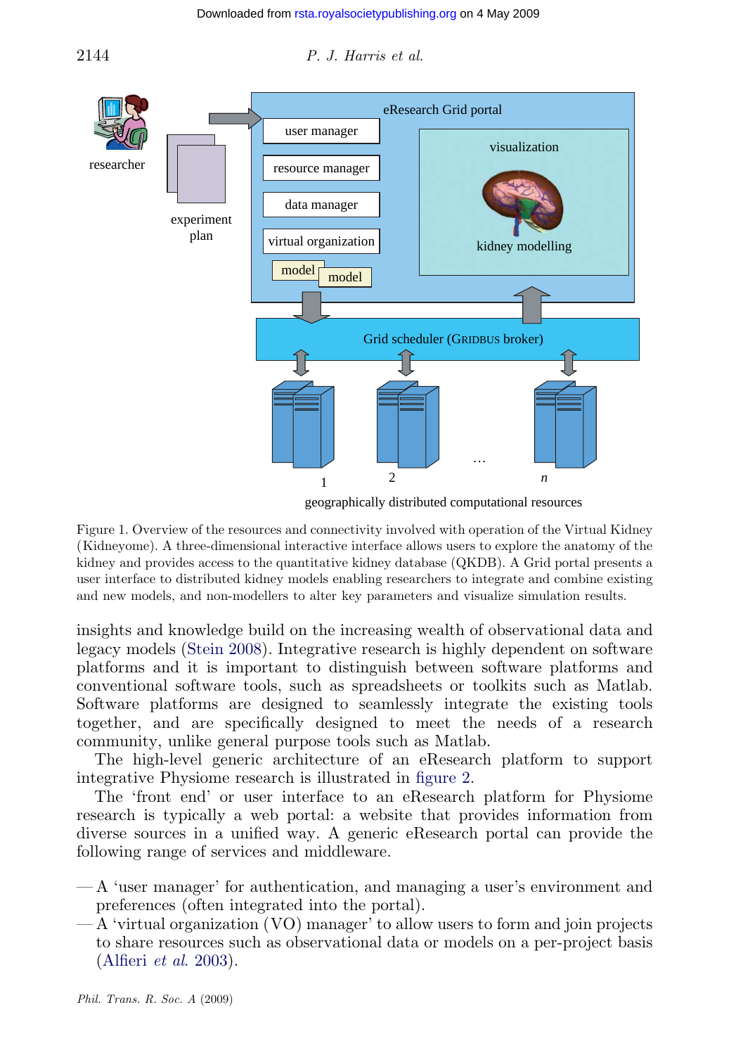Figure 1. Overview of the resources and connectivity involved with operation of the Virtual Kidney (Kidneyome). A three-dimensional interactive interface allows users to explore the anatomy of the kidney and provides access to the quantitative kidney database (QKDB). A Grid portal presents a user interface to distributed kidney models enabling researchers to integrate and combine existing and new models, and non-modellers to alter key parameters and visualize simulation results.

insights and knowledge build on the increasing wealth of observational data and legacy models (Stein 2008). Integrative research is highly dependent on software platforms and it is important to distinguish between software platforms and conventional software tools, such as spreadsheets or toolkits such as Matlab. Software platforms are designed to seamlessly integrate the existing tools together, and are specifically designed to meet the needs of a research community, unlike general purpose tools such as Matlab.

The high-level generic architecture of an eResearch platform to support integrative Physiome research is illustrated in figure 2.

The 'front end' or user interface to an eResearch platform for Physiome research is typically a web portal: a website that provides information from diverse sources in a unified way. A generic eResearch portal can provide the following range of services and middleware.

- A 'user manager' for authentication, and managing a user's environment and preferences (often integrated into the portal).
- A 'virtual organization (VO) manager' to allow users to form and join projects to share resources such as observational data or models on a per-project basis (Alfieri *et al.* 2003).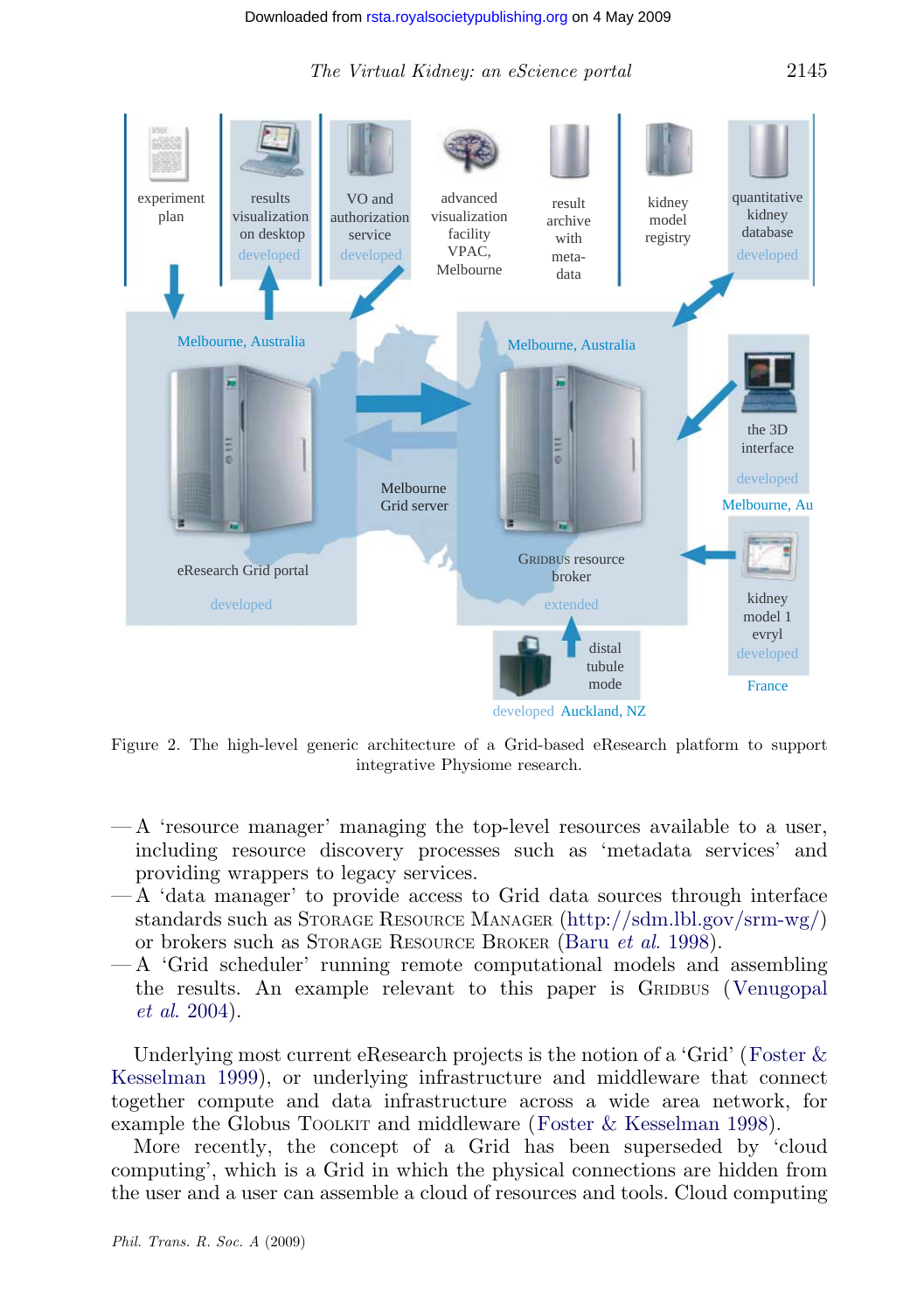Figure 2. The high-level generic architecture of a Grid-based eResearch platform to support integrative Physiome research.

- A 'resource manager' managing the top-level resources available to a user, including resource discovery processes such as 'metadata services' and providing wrappers to legacy services.
- A 'data manager' to provide access to Grid data sources through interface standards such as Storage Resource Manager (http://sdm.lbl.gov/srm-wg/) or brokers such as Storage Resource Broker (Baru *et al.* 1998).
- A 'Grid scheduler' running remote computational models and assembling the results. An example relevant to this paper is Gridbus (Venugopal *et al.* 2004).

Underlying most current eResearch projects is the notion of a 'Grid' (Foster & Kesselman 1999), or underlying infrastructure and middleware that connect together compute and data infrastructure across a wide area network, for example the Globus Toolkit and middleware (Foster & Kesselman 1998).

More recently, the concept of a Grid has been superseded by 'cloud computing', which is a Grid in which the physical connections are hidden from the user and a user can assemble a cloud of resources and tools. Cloud computing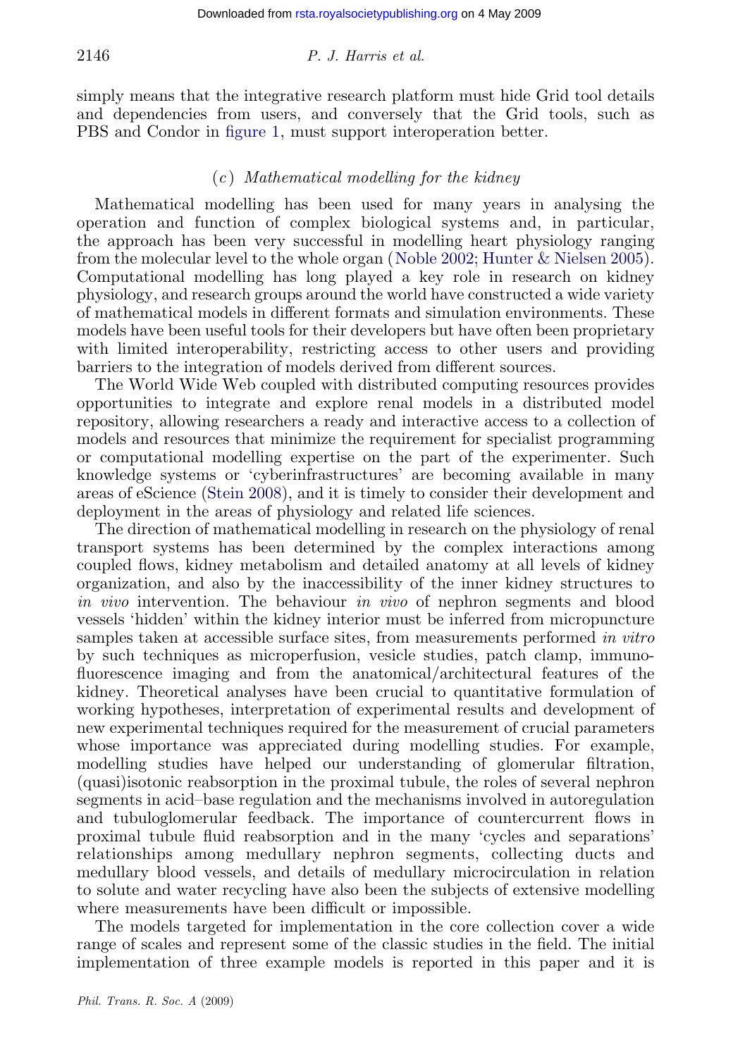simply means that the integrative research platform must hide Grid tool details and dependencies from users, and conversely that the Grid tools, such as PBS and Condor in figure 1, must support interoperation better.

### (c) *Mathematical modelling for the kidney*

Mathematical modelling has been used for many years in analysing the operation and function of complex biological systems and, in particular, the approach has been very successful in modelling heart physiology ranging from the molecular level to the whole organ (Noble 2002; Hunter & Nielsen 2005). Computational modelling has long played a key role in research on kidney physiology, and research groups around the world have constructed a wide variety of mathematical models in different formats and simulation environments. These models have been useful tools for their developers but have often been proprietary with limited interoperability, restricting access to other users and providing barriers to the integration of models derived from different sources.

The World Wide Web coupled with distributed computing resources provides opportunities to integrate and explore renal models in a distributed model repository, allowing researchers a ready and interactive access to a collection of models and resources that minimize the requirement for specialist programming or computational modelling expertise on the part of the experimenter. Such knowledge systems or 'cyberinfrastructures' are becoming available in many areas of eScience (Stein 2008), and it is timely to consider their development and deployment in the areas of physiology and related life sciences.

The direction of mathematical modelling in research on the physiology of renal transport systems has been determined by the complex interactions among coupled flows, kidney metabolism and detailed anatomy at all levels of kidney organization, and also by the inaccessibility of the inner kidney structures to *in vivo* intervention. The behaviour *in vivo* of nephron segments and blood vessels 'hidden' within the kidney interior must be inferred from micropuncture samples taken at accessible surface sites, from measurements performed *in vitro* by such techniques as microperfusion, vesicle studies, patch clamp, immunofluorescence imaging and from the anatomical/architectural features of the kidney. Theoretical analyses have been crucial to quantitative formulation of working hypotheses, interpretation of experimental results and development of new experimental techniques required for the measurement of crucial parameters whose importance was appreciated during modelling studies. For example, modelling studies have helped our understanding of glomerular filtration, (quasi)isotonic reabsorption in the proximal tubule, the roles of several nephron segments in acid–base regulation and the mechanisms involved in autoregulation and tubuloglomerular feedback. The importance of countercurrent flows in proximal tubule fluid reabsorption and in the many 'cycles and separations' relationships among medullary nephron segments, collecting ducts and medullary blood vessels, and details of medullary microcirculation in relation to solute and water recycling have also been the subjects of extensive modelling where measurements have been difficult or impossible.

The models targeted for implementation in the core collection cover a wide range of scales and represent some of the classic studies in the field. The initial implementation of three example models is reported in this paper and it is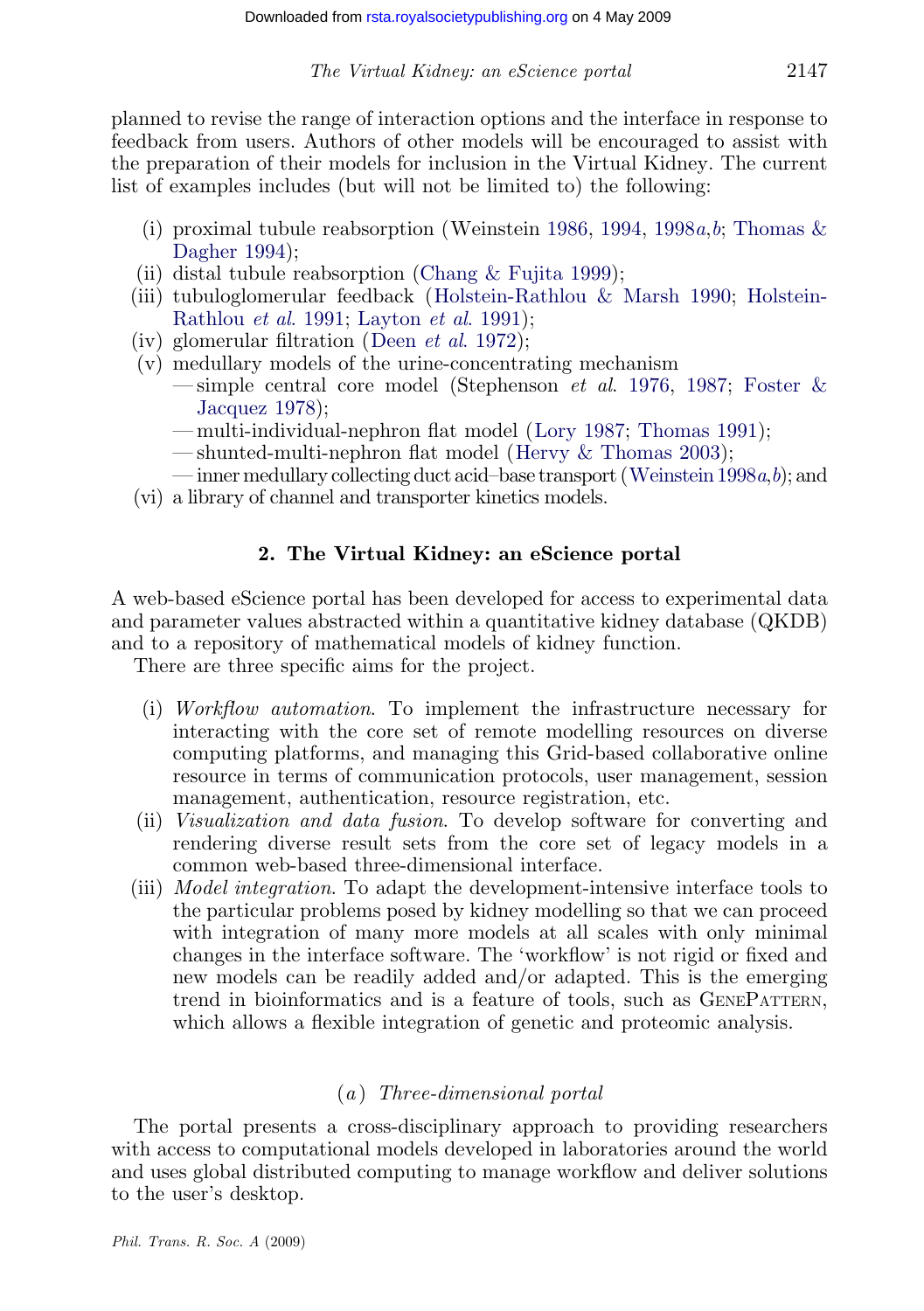planned to revise the range of interaction options and the interface in response to feedback from users. Authors of other models will be encouraged to assist with the preparation of their models for inclusion in the Virtual Kidney. The current list of examples includes (but will not be limited to) the following:

- (i) proximal tubule reabsorption (Weinstein 1986, 1994, 1998*a*,*b*; Thomas & Dagher 1994);
- (ii) distal tubule reabsorption (Chang & Fujita 1999);
- (iii) tubuloglomerular feedback (Holstein-Rathlou & Marsh 1990; Holstein-Rathlou *et al.* 1991; Layton *et al.* 1991);
- (iv) glomerular filtration (Deen *et al.* 1972);
- (v) medullary models of the urine-concentrating mechanism
  - — simple central core model (Stephenson *et al.* 1976, 1987; Foster & Jacquez 1978);
  - — multi-individual-nephron flat model (Lory 1987; Thomas 1991);
  - — shunted-multi-nephron flat model (Hervy & Thomas 2003);
  - — inner medullary collecting duct acid–base transport (Weinstein 1998*a*,*b*); and
- (vi) a library of channel and transporter kinetics models.

## 2. The Virtual Kidney: an eScience portal

A web-based eScience portal has been developed for access to experimental data and parameter values abstracted within a quantitative kidney database (QKDB) and to a repository of mathematical models of kidney function.

There are three specific aims for the project.

- (i) *Workflow automation*. To implement the infrastructure necessary for interacting with the core set of remote modelling resources on diverse computing platforms, and managing this Grid-based collaborative online resource in terms of communication protocols, user management, session management, authentication, resource registration, etc.
- (ii) *Visualization and data fusion*. To develop software for converting and rendering diverse result sets from the core set of legacy models in a common web-based three-dimensional interface.
- (iii) *Model integration*. To adapt the development-intensive interface tools to the particular problems posed by kidney modelling so that we can proceed with integration of many more models at all scales with only minimal changes in the interface software. The 'workflow' is not rigid or fixed and new models can be readily added and/or adapted. This is the emerging trend in bioinformatics and is a feature of tools, such as GenePattern, which allows a flexible integration of genetic and proteomic analysis.

### (*a*) *Three-dimensional portal*

The portal presents a cross-disciplinary approach to providing researchers with access to computational models developed in laboratories around the world and uses global distributed computing to manage workflow and deliver solutions to the user's desktop.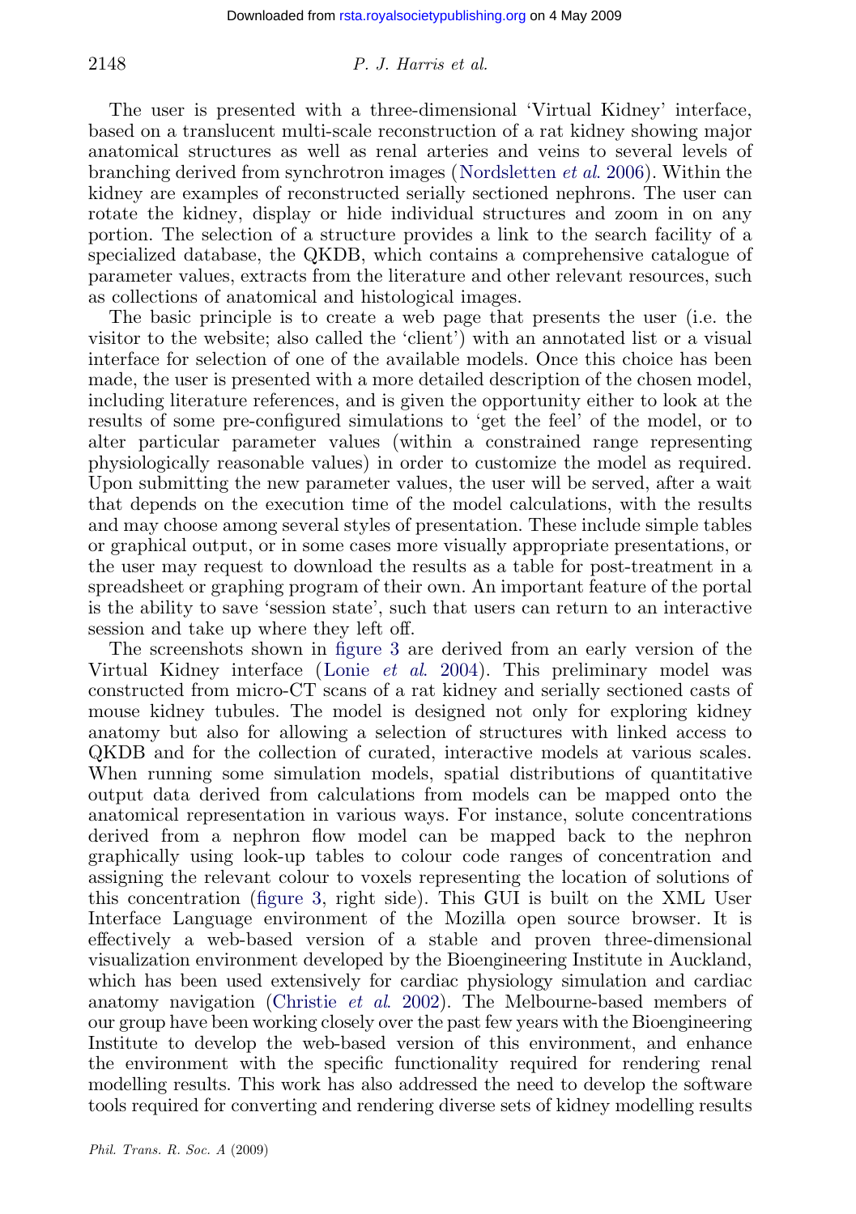The user is presented with a three-dimensional 'Virtual Kidney' interface, based on a translucent multi-scale reconstruction of a rat kidney showing major anatomical structures as well as renal arteries and veins to several levels of branching derived from synchrotron images (Nordsletten *et al.* 2006). Within the kidney are examples of reconstructed serially sectioned nephrons. The user can rotate the kidney, display or hide individual structures and zoom in on any portion. The selection of a structure provides a link to the search facility of a specialized database, the QKDB, which contains a comprehensive catalogue of parameter values, extracts from the literature and other relevant resources, such as collections of anatomical and histological images.

The basic principle is to create a web page that presents the user (i.e. the visitor to the website; also called the 'client') with an annotated list or a visual interface for selection of one of the available models. Once this choice has been made, the user is presented with a more detailed description of the chosen model, including literature references, and is given the opportunity either to look at the results of some pre-configured simulations to 'get the feel' of the model, or to alter particular parameter values (within a constrained range representing physiologically reasonable values) in order to customize the model as required. Upon submitting the new parameter values, the user will be served, after a wait that depends on the execution time of the model calculations, with the results and may choose among several styles of presentation. These include simple tables or graphical output, or in some cases more visually appropriate presentations, or the user may request to download the results as a table for post-treatment in a spreadsheet or graphing program of their own. An important feature of the portal is the ability to save 'session state', such that users can return to an interactive session and take up where they left off.

The screenshots shown in figure 3 are derived from an early version of the Virtual Kidney interface (Lonie *et al.* 2004). This preliminary model was constructed from micro-CT scans of a rat kidney and serially sectioned casts of mouse kidney tubules. The model is designed not only for exploring kidney anatomy but also for allowing a selection of structures with linked access to QKDB and for the collection of curated, interactive models at various scales. When running some simulation models, spatial distributions of quantitative output data derived from calculations from models can be mapped onto the anatomical representation in various ways. For instance, solute concentrations derived from a nephron flow model can be mapped back to the nephron graphically using look-up tables to colour code ranges of concentration and assigning the relevant colour to voxels representing the location of solutions of this concentration (figure 3, right side). This GUI is built on the XML User Interface Language environment of the Mozilla open source browser. It is effectively a web-based version of a stable and proven three-dimensional visualization environment developed by the Bioengineering Institute in Auckland, which has been used extensively for cardiac physiology simulation and cardiac anatomy navigation (Christie *et al.* 2002). The Melbourne-based members of our group have been working closely over the past few years with the Bioengineering Institute to develop the web-based version of this environment, and enhance the environment with the specific functionality required for rendering renal modelling results. This work has also addressed the need to develop the software tools required for converting and rendering diverse sets of kidney modelling results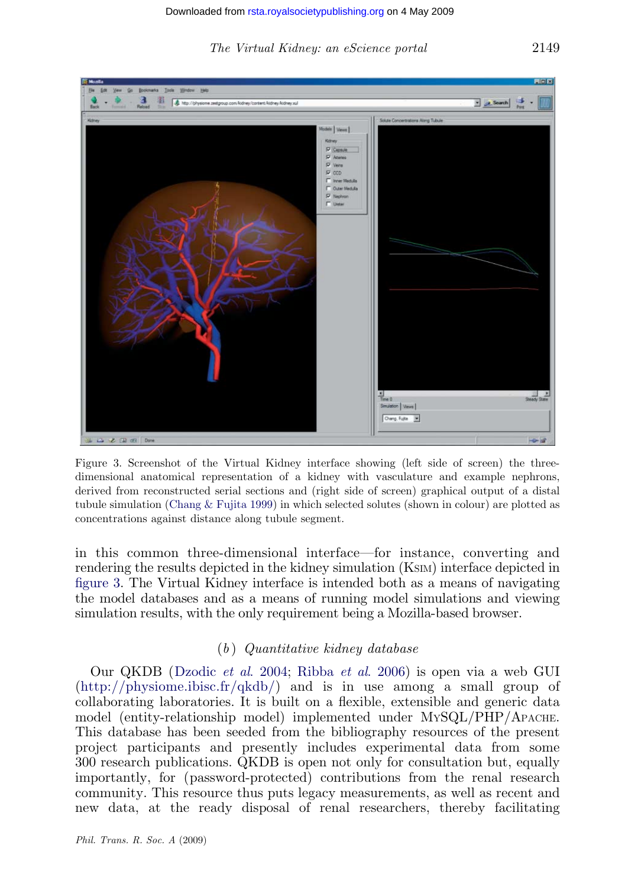Figure 3. Screenshot of the Virtual Kidney interface showing (left side of screen) the three-dimensional anatomical representation of a kidney with vasculature and example nephrons, derived from reconstructed serial sections and (right side of screen) graphical output of a distal tubule simulation (Chang & Fujita 1999) in which selected solutes (shown in colour) are plotted as concentrations against distance along tubule segment.

in this common three-dimensional interface—for instance, converting and rendering the results depicted in the kidney simulation (KSIM) interface depicted in figure 3. The Virtual Kidney interface is intended both as a means of navigating the model databases and as a means of running model simulations and viewing simulation results, with the only requirement being a Mozilla-based browser.

### (b) *Quantitative kidney database*

Our QKDB (Dzodic *et al.* 2004; Ribba *et al.* 2006) is open via a web GUI (http://physiome.ibisc.fr/qkdb/) and is in use among a small group of collaborating laboratories. It is built on a flexible, extensible and generic data model (entity-relationship model) implemented under MySQL/PHP/Apache. This database has been seeded from the bibliography resources of the present project participants and presently includes experimental data from some 300 research publications. QKDB is open not only for consultation but, equally importantly, for (password-protected) contributions from the renal research community. This resource thus puts legacy measurements, as well as recent and new data, at the ready disposal of renal researchers, thereby facilitating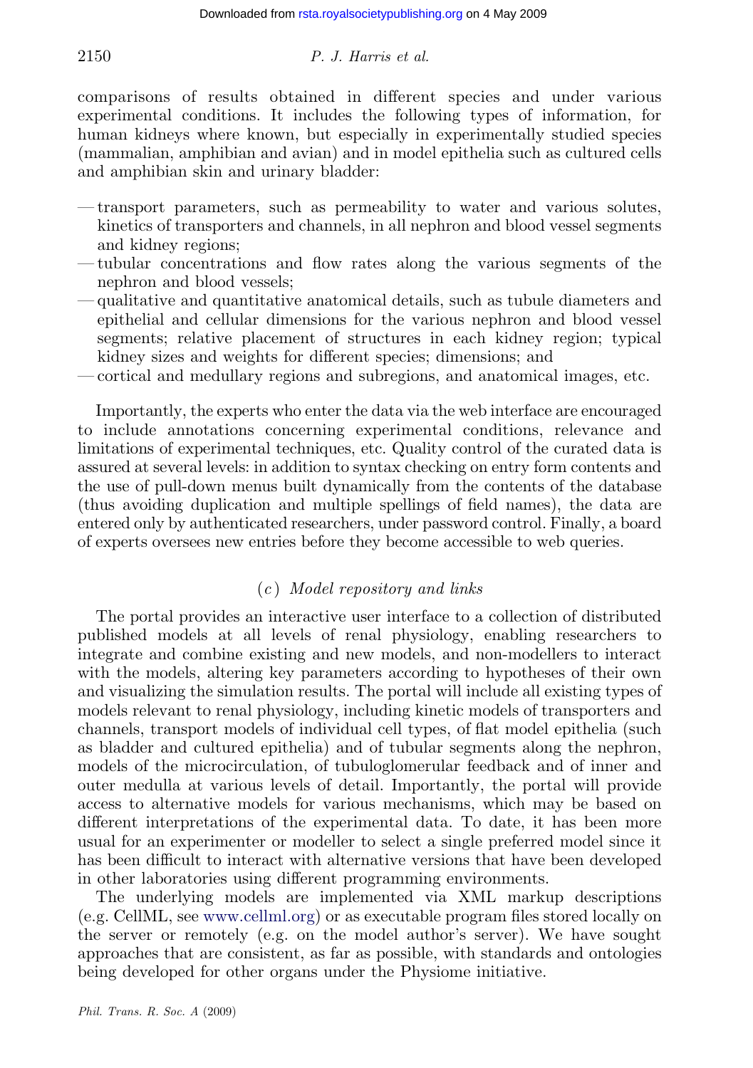comparisons of results obtained in different species and under various experimental conditions. It includes the following types of information, for human kidneys where known, but especially in experimentally studied species (mammalian, amphibian and avian) and in model epithelia such as cultured cells and amphibian skin and urinary bladder:

- transport parameters, such as permeability to water and various solutes, kinetics of transporters and channels, in all nephron and blood vessel segments and kidney regions;
- tubular concentrations and flow rates along the various segments of the nephron and blood vessels;
- qualitative and quantitative anatomical details, such as tubule diameters and epithelial and cellular dimensions for the various nephron and blood vessel segments; relative placement of structures in each kidney region; typical kidney sizes and weights for different species; dimensions; and
- cortical and medullary regions and subregions, and anatomical images, etc.

Importantly, the experts who enter the data via the web interface are encouraged to include annotations concerning experimental conditions, relevance and limitations of experimental techniques, etc. Quality control of the curated data is assured at several levels: in addition to syntax checking on entry form contents and the use of pull-down menus built dynamically from the contents of the database (thus avoiding duplication and multiple spellings of field names), the data are entered only by authenticated researchers, under password control. Finally, a board of experts oversees new entries before they become accessible to web queries.

### (*c*) *Model repository and links*

The portal provides an interactive user interface to a collection of distributed published models at all levels of renal physiology, enabling researchers to integrate and combine existing and new models, and non-modellers to interact with the models, altering key parameters according to hypotheses of their own and visualizing the simulation results. The portal will include all existing types of models relevant to renal physiology, including kinetic models of transporters and channels, transport models of individual cell types, of flat model epithelia (such as bladder and cultured epithelia) and of tubular segments along the nephron, models of the microcirculation, of tubuloglomerular feedback and of inner and outer medulla at various levels of detail. Importantly, the portal will provide access to alternative models for various mechanisms, which may be based on different interpretations of the experimental data. To date, it has been more usual for an experimenter or modeller to select a single preferred model since it has been difficult to interact with alternative versions that have been developed in other laboratories using different programming environments.

The underlying models are implemented via XML markup descriptions (e.g. CellML, see www.cellml.org) or as executable program files stored locally on the server or remotely (e.g. on the model author's server). We have sought approaches that are consistent, as far as possible, with standards and ontologies being developed for other organs under the Physiome initiative.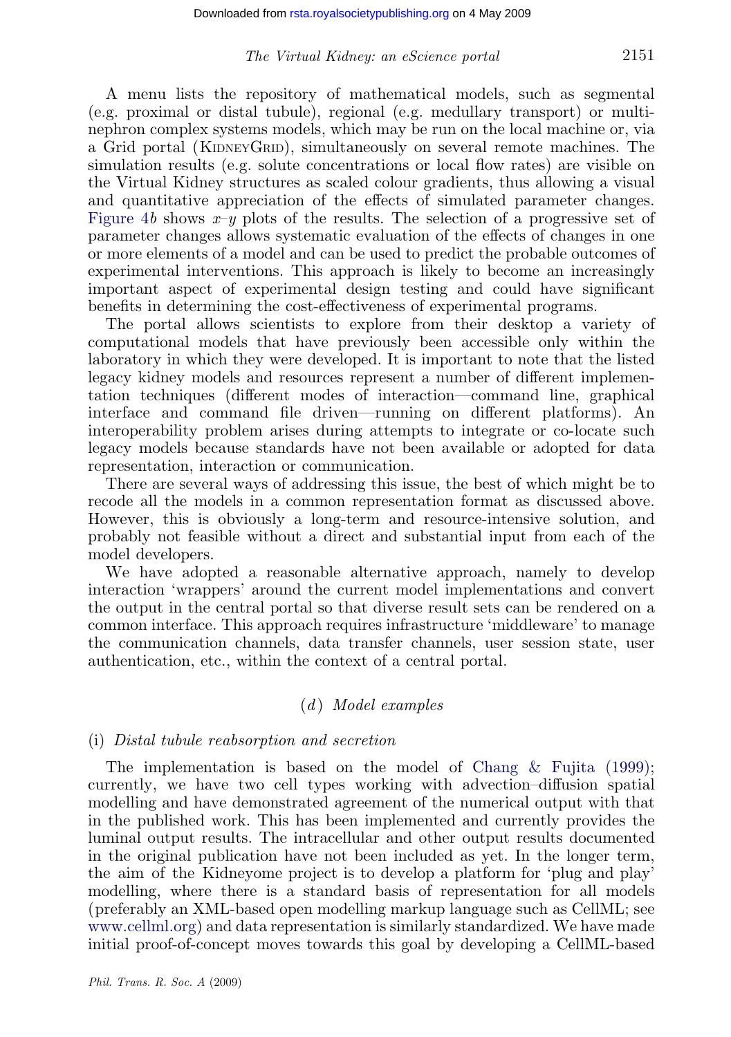A menu lists the repository of mathematical models, such as segmental (e.g. proximal or distal tubule), regional (e.g. medullary transport) or multi-nephron complex systems models, which may be run on the local machine or, via a Grid portal (KidneyGrid), simultaneously on several remote machines. The simulation results (e.g. solute concentrations or local flow rates) are visible on the Virtual Kidney structures as scaled colour gradients, thus allowing a visual and quantitative appreciation of the effects of simulated parameter changes. Figure 4*b* shows $x$–$y$ plots of the results. The selection of a progressive set of parameter changes allows systematic evaluation of the effects of changes in one or more elements of a model and can be used to predict the probable outcomes of experimental interventions. This approach is likely to become an increasingly important aspect of experimental design testing and could have significant benefits in determining the cost-effectiveness of experimental programs.

The portal allows scientists to explore from their desktop a variety of computational models that have previously been accessible only within the laboratory in which they were developed. It is important to note that the listed legacy kidney models and resources represent a number of different implementation techniques (different modes of interaction—command line, graphical interface and command file driven—running on different platforms). An interoperability problem arises during attempts to integrate or co-locate such legacy models because standards have not been available or adopted for data representation, interaction or communication.

There are several ways of addressing this issue, the best of which might be to recode all the models in a common representation format as discussed above. However, this is obviously a long-term and resource-intensive solution, and probably not feasible without a direct and substantial input from each of the model developers.

We have adopted a reasonable alternative approach, namely to develop interaction 'wrappers' around the current model implementations and convert the output in the central portal so that diverse result sets can be rendered on a common interface. This approach requires infrastructure 'middleware' to manage the communication channels, data transfer channels, user session state, user authentication, etc., within the context of a central portal.

### (*d*) *Model examples*

#### (i) *Distal tubule reabsorption and secretion*

The implementation is based on the model of Chang & Fujita (1999); currently, we have two cell types working with advection–diffusion spatial modelling and have demonstrated agreement of the numerical output with that in the published work. This has been implemented and currently provides the luminal output results. The intracellular and other output results documented in the original publication have not been included as yet. In the longer term, the aim of the Kidneyome project is to develop a platform for 'plug and play' modelling, where there is a standard basis of representation for all models (preferably an XML-based open modelling markup language such as CellML; see www.cellml.org) and data representation is similarly standardized. We have made initial proof-of-concept moves towards this goal by developing a CellML-based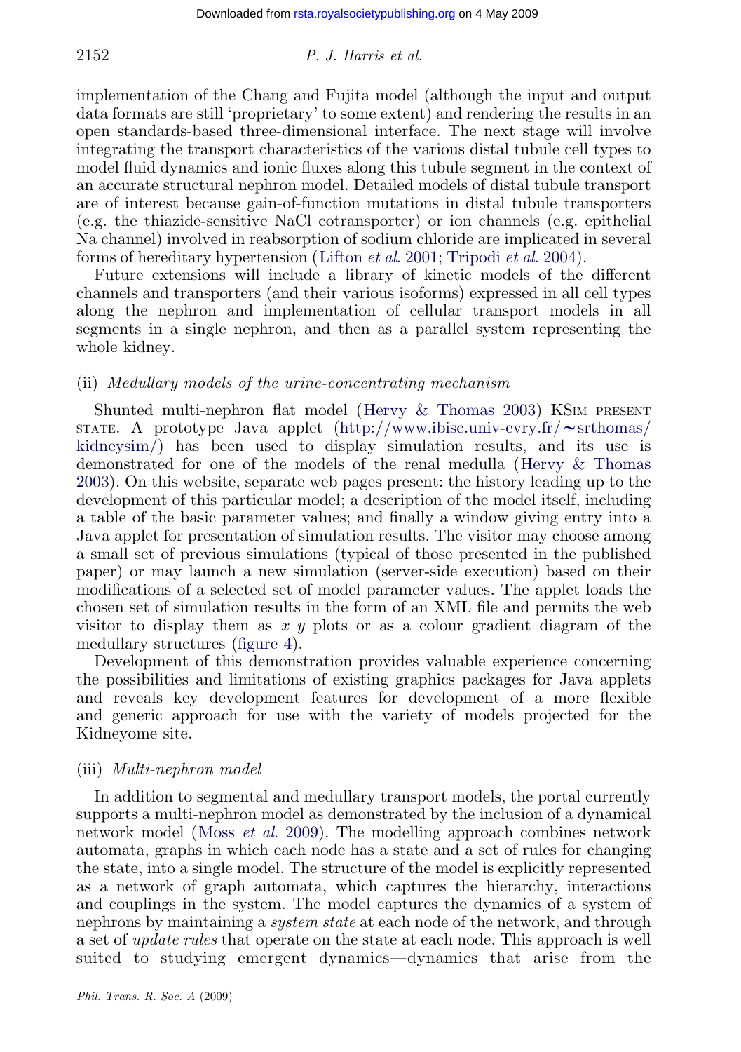implementation of the Chang and Fujita model (although the input and output data formats are still 'proprietary' to some extent) and rendering the results in an open standards-based three-dimensional interface. The next stage will involve integrating the transport characteristics of the various distal tubule cell types to model fluid dynamics and ionic fluxes along this tubule segment in the context of an accurate structural nephron model. Detailed models of distal tubule transport are of interest because gain-of-function mutations in distal tubule transporters (e.g. the thiazide-sensitive NaCl cotransporter) or ion channels (e.g. epithelial Na channel) involved in reabsorption of sodium chloride are implicated in several forms of hereditary hypertension (Lifton *et al.* 2001; Tripodi *et al.* 2004).

Future extensions will include a library of kinetic models of the different channels and transporters (and their various isoforms) expressed in all cell types along the nephron and implementation of cellular transport models in all segments in a single nephron, and then as a parallel system representing the whole kidney.

### (ii) *Medullary models of the urine-concentrating mechanism*

Shunted multi-nephron flat model (Hervy & Thomas 2003) KSim present state. A prototype Java applet (http://www.ibisc.univ-evry.fr/~srthomas/kidneysim/) has been used to display simulation results, and its use is demonstrated for one of the models of the renal medulla (Hervy & Thomas 2003). On this website, separate web pages present: the history leading up to the development of this particular model; a description of the model itself, including a table of the basic parameter values; and finally a window giving entry into a Java applet for presentation of simulation results. The visitor may choose among a small set of previous simulations (typical of those presented in the published paper) or may launch a new simulation (server-side execution) based on their modifications of a selected set of model parameter values. The applet loads the chosen set of simulation results in the form of an XML file and permits the web visitor to display them as $x$–$y$ plots or as a colour gradient diagram of the medullary structures (figure 4).

Development of this demonstration provides valuable experience concerning the possibilities and limitations of existing graphics packages for Java applets and reveals key development features for development of a more flexible and generic approach for use with the variety of models projected for the Kidneyome site.

### (iii) *Multi-nephron model*

In addition to segmental and medullary transport models, the portal currently supports a multi-nephron model as demonstrated by the inclusion of a dynamical network model (Moss *et al.* 2009). The modelling approach combines network automata, graphs in which each node has a state and a set of rules for changing the state, into a single model. The structure of the model is explicitly represented as a network of graph automata, which captures the hierarchy, interactions and couplings in the system. The model captures the dynamics of a system of nephrons by maintaining a *system state* at each node of the network, and through a set of *update rules* that operate on the state at each node. This approach is well suited to studying emergent dynamics—dynamics that arise from the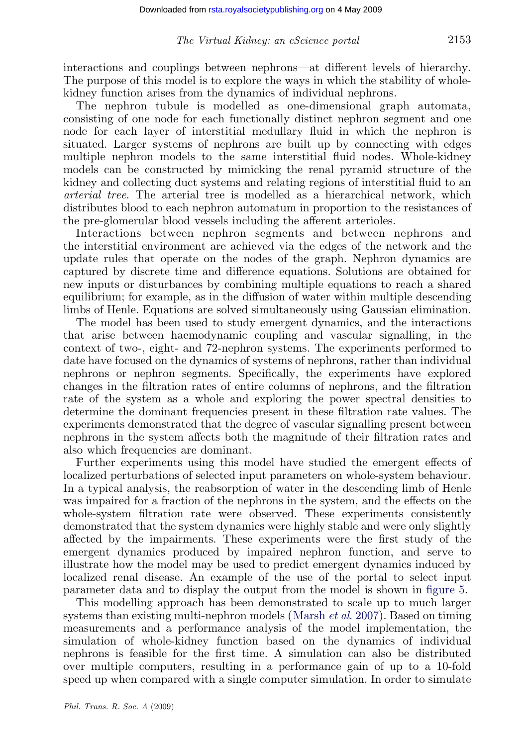interactions and couplings between nephrons—at different levels of hierarchy. The purpose of this model is to explore the ways in which the stability of whole-kidney function arises from the dynamics of individual nephrons.

The nephron tubule is modelled as one-dimensional graph automata, consisting of one node for each functionally distinct nephron segment and one node for each layer of interstitial medullary fluid in which the nephron is situated. Larger systems of nephrons are built up by connecting with edges multiple nephron models to the same interstitial fluid nodes. Whole-kidney models can be constructed by mimicking the renal pyramid structure of the kidney and collecting duct systems and relating regions of interstitial fluid to an *arterial tree*. The arterial tree is modelled as a hierarchical network, which distributes blood to each nephron automatum in proportion to the resistances of the pre-glomerular blood vessels including the afferent arterioles.

Interactions between nephron segments and between nephrons and the interstitial environment are achieved via the edges of the network and the update rules that operate on the nodes of the graph. Nephron dynamics are captured by discrete time and difference equations. Solutions are obtained for new inputs or disturbances by combining multiple equations to reach a shared equilibrium; for example, as in the diffusion of water within multiple descending limbs of Henle. Equations are solved simultaneously using Gaussian elimination.

The model has been used to study emergent dynamics, and the interactions that arise between haemodynamic coupling and vascular signalling, in the context of two-, eight- and 72-nephron systems. The experiments performed to date have focused on the dynamics of systems of nephrons, rather than individual nephrons or nephron segments. Specifically, the experiments have explored changes in the filtration rates of entire columns of nephrons, and the filtration rate of the system as a whole and exploring the power spectral densities to determine the dominant frequencies present in these filtration rate values. The experiments demonstrated that the degree of vascular signalling present between nephrons in the system affects both the magnitude of their filtration rates and also which frequencies are dominant.

Further experiments using this model have studied the emergent effects of localized perturbations of selected input parameters on whole-system behaviour. In a typical analysis, the reabsorption of water in the descending limb of Henle was impaired for a fraction of the nephrons in the system, and the effects on the whole-system filtration rate were observed. These experiments consistently demonstrated that the system dynamics were highly stable and were only slightly affected by the impairments. These experiments were the first study of the emergent dynamics produced by impaired nephron function, and serve to illustrate how the model may be used to predict emergent dynamics induced by localized renal disease. An example of the use of the portal to select input parameter data and to display the output from the model is shown in figure 5.

This modelling approach has been demonstrated to scale up to much larger systems than existing multi-nephron models (Marsh *et al.* 2007). Based on timing measurements and a performance analysis of the model implementation, the simulation of whole-kidney function based on the dynamics of individual nephrons is feasible for the first time. A simulation can also be distributed over multiple computers, resulting in a performance gain of up to a 10-fold speed up when compared with a single computer simulation. In order to simulate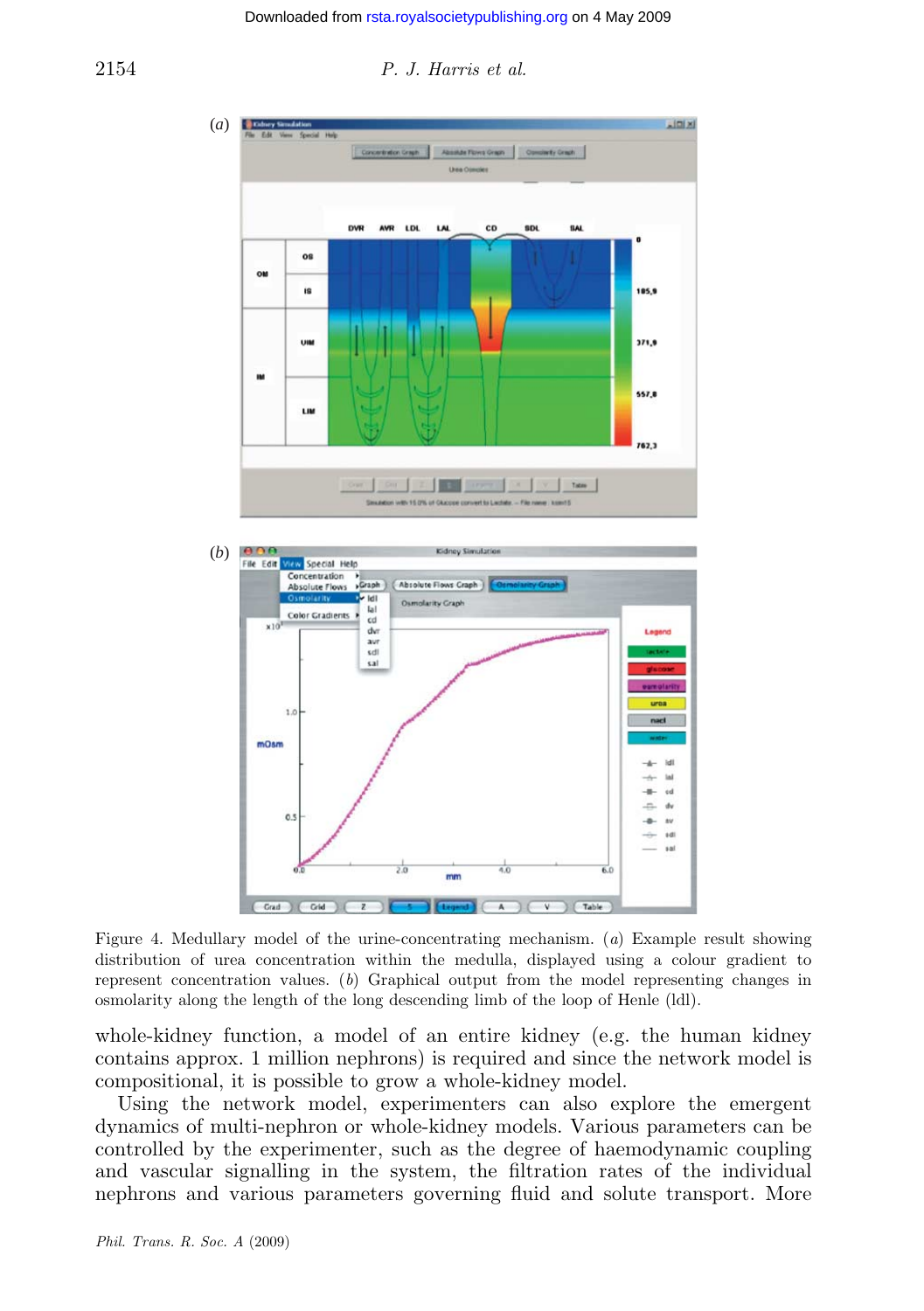Figure 4. Medullary model of the urine-concentrating mechanism. (*a*) Example result showing distribution of urea concentration within the medulla, displayed using a colour gradient to represent concentration values. (*b*) Graphical output from the model representing changes in osmolarity along the length of the long descending limb of the loop of Henle (ldl).

whole-kidney function, a model of an entire kidney (e.g. the human kidney contains approx. 1 million nephrons) is required and since the network model is compositional, it is possible to grow a whole-kidney model.

Using the network model, experimenters can also explore the emergent dynamics of multi-nephron or whole-kidney models. Various parameters can be controlled by the experimenter, such as the degree of haemodynamic coupling and vascular signalling in the system, the filtration rates of the individual nephrons and various parameters governing fluid and solute transport. More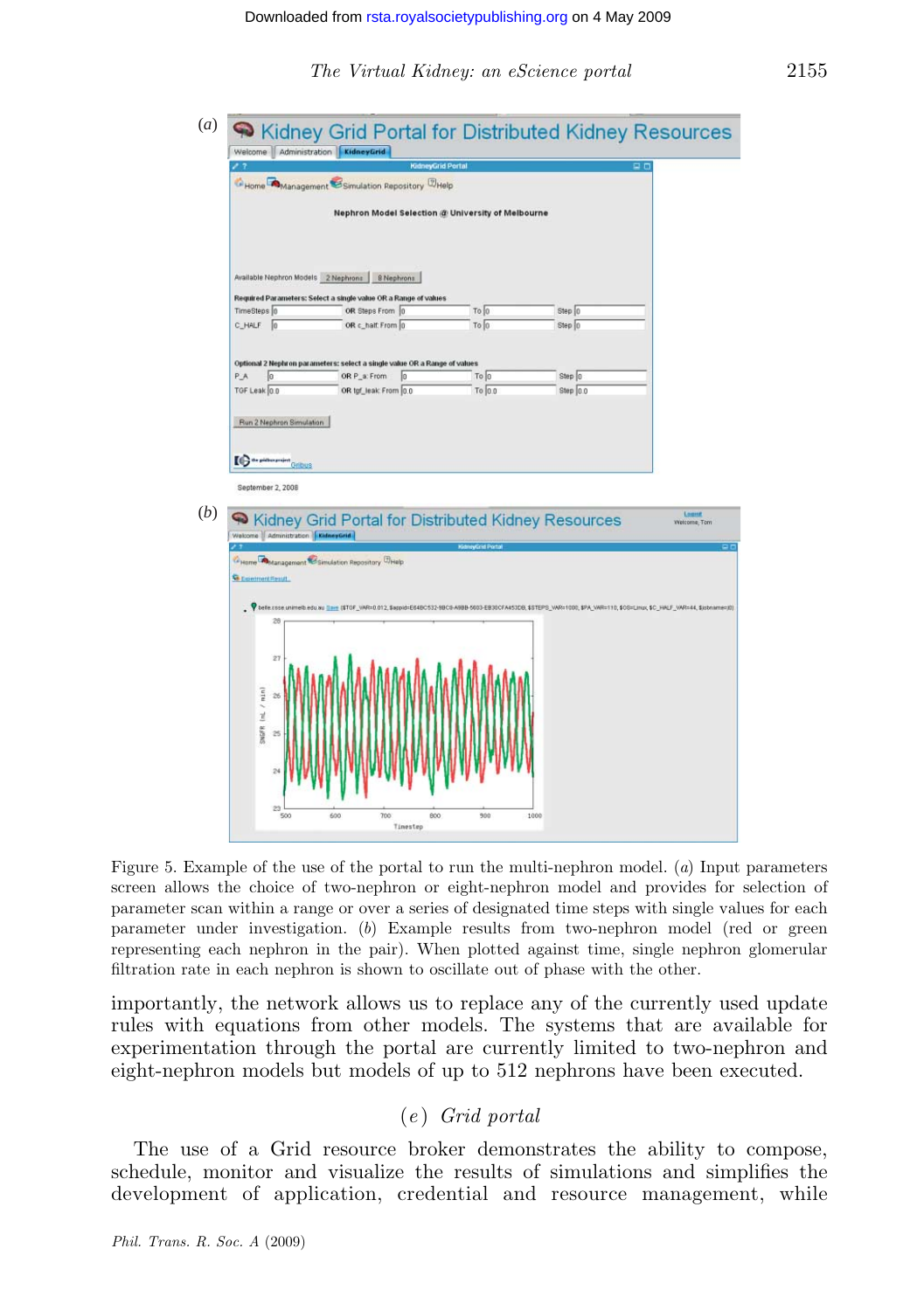Figure 5. Example of the use of the portal to run the multi-nephron model. (*a*) Input parameters screen allows the choice of two-nephron or eight-nephron model and provides for selection of parameter scan within a range or over a series of designated time steps with single values for each parameter under investigation. (*b*) Example results from two-nephron model (red or green representing each nephron in the pair). When plotted against time, single nephron glomerular filtration rate in each nephron is shown to oscillate out of phase with the other.

importantly, the network allows us to replace any of the currently used update rules with equations from other models. The systems that are available for experimentation through the portal are currently limited to two-nephron and eight-nephron models but models of up to 512 nephrons have been executed.

### (*e*) *Grid portal*

The use of a Grid resource broker demonstrates the ability to compose, schedule, monitor and visualize the results of simulations and simplifies the development of application, credential and resource management, while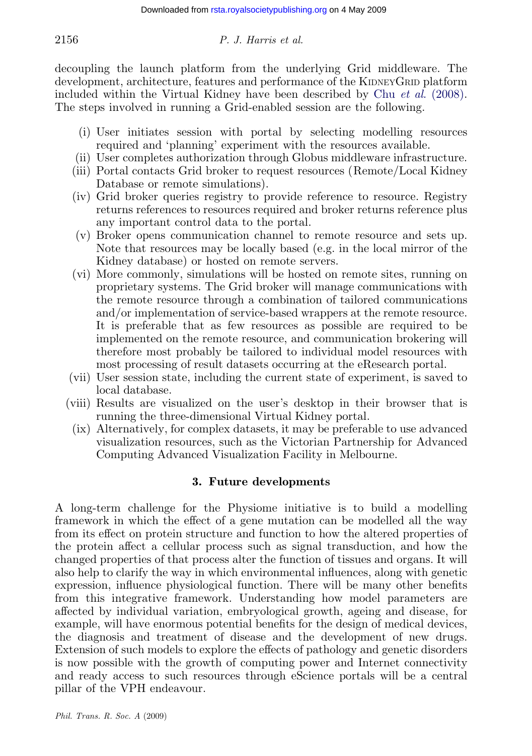decoupling the launch platform from the underlying Grid middleware. The development, architecture, features and performance of the KidneyGrid platform included within the Virtual Kidney have been described by Chu *et al.* (2008). The steps involved in running a Grid-enabled session are the following.

- (i) User initiates session with portal by selecting modelling resources required and 'planning' experiment with the resources available.
- (ii) User completes authorization through Globus middleware infrastructure.
- (iii) Portal contacts Grid broker to request resources (Remote/Local Kidney Database or remote simulations).
- (iv) Grid broker queries registry to provide reference to resource. Registry returns references to resources required and broker returns reference plus any important control data to the portal.
- (v) Broker opens communication channel to remote resource and sets up. Note that resources may be locally based (e.g. in the local mirror of the Kidney database) or hosted on remote servers.
- (vi) More commonly, simulations will be hosted on remote sites, running on proprietary systems. The Grid broker will manage communications with the remote resource through a combination of tailored communications and/or implementation of service-based wrappers at the remote resource. It is preferable that as few resources as possible are required to be implemented on the remote resource, and communication brokering will therefore most probably be tailored to individual model resources with most processing of result datasets occurring at the eResearch portal.
- (vii) User session state, including the current state of experiment, is saved to local database.
- (viii) Results are visualized on the user's desktop in their browser that is running the three-dimensional Virtual Kidney portal.
- (ix) Alternatively, for complex datasets, it may be preferable to use advanced visualization resources, such as the Victorian Partnership for Advanced Computing Advanced Visualization Facility in Melbourne.

## 3. Future developments

A long-term challenge for the Physiome initiative is to build a modelling framework in which the effect of a gene mutation can be modelled all the way from its effect on protein structure and function to how the altered properties of the protein affect a cellular process such as signal transduction, and how the changed properties of that process alter the function of tissues and organs. It will also help to clarify the way in which environmental influences, along with genetic expression, influence physiological function. There will be many other benefits from this integrative framework. Understanding how model parameters are affected by individual variation, embryological growth, ageing and disease, for example, will have enormous potential benefits for the design of medical devices, the diagnosis and treatment of disease and the development of new drugs. Extension of such models to explore the effects of pathology and genetic disorders is now possible with the growth of computing power and Internet connectivity and ready access to such resources through eScience portals will be a central pillar of the VPH endeavour.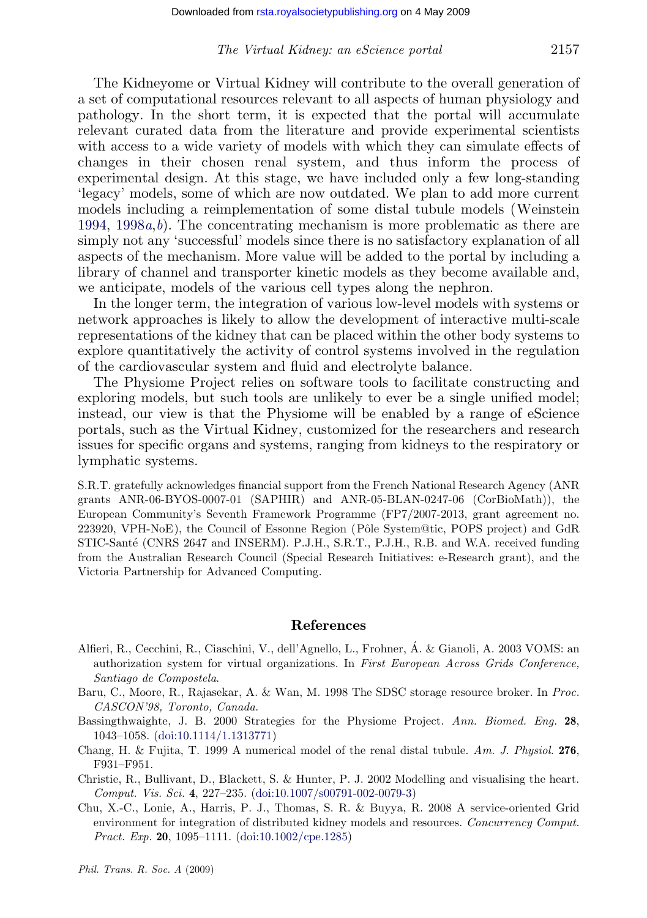The Kidneyome or Virtual Kidney will contribute to the overall generation of a set of computational resources relevant to all aspects of human physiology and pathology. In the short term, it is expected that the portal will accumulate relevant curated data from the literature and provide experimental scientists with access to a wide variety of models with which they can simulate effects of changes in their chosen renal system, and thus inform the process of experimental design. At this stage, we have included only a few long-standing 'legacy' models, some of which are now outdated. We plan to add more current models including a reimplementation of some distal tubule models (Weinstein 1994, 1998*a*,*b*). The concentrating mechanism is more problematic as there are simply not any 'successful' models since there is no satisfactory explanation of all aspects of the mechanism. More value will be added to the portal by including a library of channel and transporter kinetic models as they become available and, we anticipate, models of the various cell types along the nephron.

In the longer term, the integration of various low-level models with systems or network approaches is likely to allow the development of interactive multi-scale representations of the kidney that can be placed within the other body systems to explore quantitatively the activity of control systems involved in the regulation of the cardiovascular system and fluid and electrolyte balance.

The Physiome Project relies on software tools to facilitate constructing and exploring models, but such tools are unlikely to ever be a single unified model; instead, our view is that the Physiome will be enabled by a range of eScience portals, such as the Virtual Kidney, customized for the researchers and research issues for specific organs and systems, ranging from kidneys to the respiratory or lymphatic systems.

S.R.T. gratefully acknowledges financial support from the French National Research Agency (ANR grants ANR-06-BYOS-0007-01 (SAPHIR) and ANR-05-BLAN-0247-06 (CorBioMath)), the European Community's Seventh Framework Programme (FP7/2007-2013, grant agreement no. 223920, VPH-NoE), the Council of Essonne Region (Pôle System@tic, POPS project) and GdR STIC-Santé (CNRS 2647 and INSERM). P.J.H., S.R.T., P.J.H., R.B. and W.A. received funding from the Australian Research Council (Special Research Initiatives: e-Research grant), and the Victoria Partnership for Advanced Computing.

## References

Alfieri, R., Cecchini, R., Ciaschini, V., dell'Agnello, L., Frohner, Á. & Gianoli, A. 2003 VOMS: an authorization system for virtual organizations. In *First European Across Grids Conference, Santiago de Compostela*.

Baru, C., Moore, R., Rajasekar, A. & Wan, M. 1998 The SDSC storage resource broker. In *Proc. CASCON'98, Toronto, Canada*.

Bassingthwaighte, J. B. 2000 Strategies for the Physiome Project. *Ann. Biomed. Eng.* **28**, 1043–1058. (doi:10.1114/1.1313771)

Chang, H. & Fujita, T. 1999 A numerical model of the renal distal tubule. *Am. J. Physiol.* **276**, F931–F951.

Christie, R., Bullivant, D., Blackett, S. & Hunter, P. J. 2002 Modelling and visualising the heart. *Comput. Vis. Sci.* **4**, 227–235. (doi:10.1007/s00791-002-0079-3)

Chu, X.-C., Lonie, A., Harris, P. J., Thomas, S. R. & Buyya, R. 2008 A service-oriented Grid environment for integration of distributed kidney models and resources. *Concurrency Comput. Pract. Exp.* **20**, 1095–1111. (doi:10.1002/cpe.1285)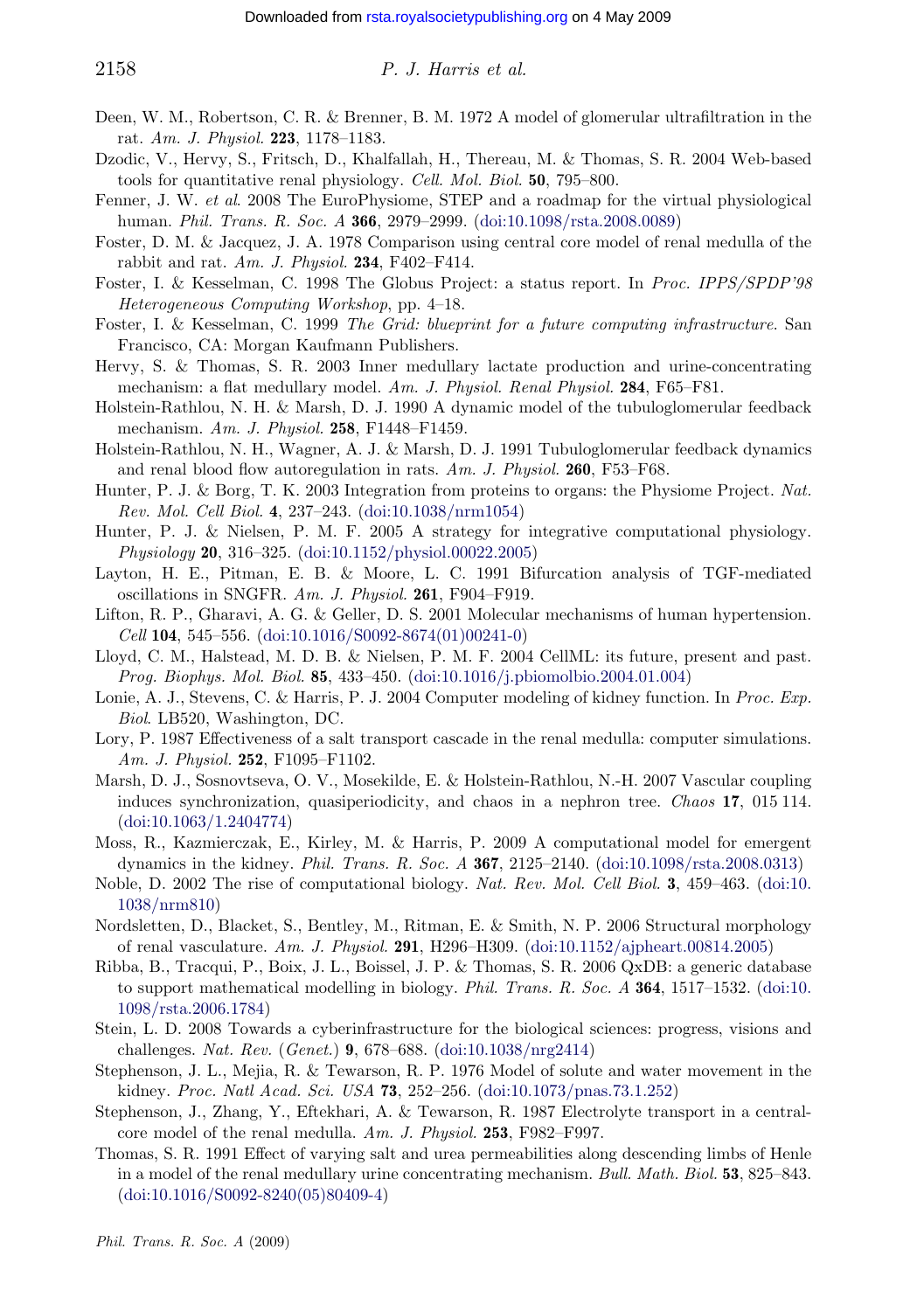Deen, W. M., Robertson, C. R. & Brenner, B. M. 1972 A model of glomerular ultrafiltration in the rat. *Am. J. Physiol.* **223**, 1178–1183.

Dzodic, V., Hervy, S., Fritsch, D., Khalfallah, H., Thereau, M. & Thomas, S. R. 2004 Web-based tools for quantitative renal physiology. *Cell. Mol. Biol.* **50**, 795–800.

Fenner, J. W. *et al.* 2008 The EuroPhysiome, STEP and a roadmap for the virtual physiological human. *Phil. Trans. R. Soc. A* **366**, 2979–2999. (doi:10.1098/rsta.2008.0089)

Foster, D. M. & Jacquez, J. A. 1978 Comparison using central core model of renal medulla of the rabbit and rat. *Am. J. Physiol.* **234**, F402–F414.

Foster, I. & Kesselman, C. 1998 The Globus Project: a status report. In *Proc. IPPS/SPDP'98 Heterogeneous Computing Workshop*, pp. 4–18.

Foster, I. & Kesselman, C. 1999 *The Grid: blueprint for a future computing infrastructure*. San Francisco, CA: Morgan Kaufmann Publishers.

Hervy, S. & Thomas, S. R. 2003 Inner medullary lactate production and urine-concentrating mechanism: a flat medullary model. *Am. J. Physiol. Renal Physiol.* **284**, F65–F81.

Holstein-Rathlou, N. H. & Marsh, D. J. 1990 A dynamic model of the tubuloglomerular feedback mechanism. *Am. J. Physiol.* **258**, F1448–F1459.

Holstein-Rathlou, N. H., Wagner, A. J. & Marsh, D. J. 1991 Tubuloglomerular feedback dynamics and renal blood flow autoregulation in rats. *Am. J. Physiol.* **260**, F53–F68.

Hunter, P. J. & Borg, T. K. 2003 Integration from proteins to organs: the Physiome Project. *Nat. Rev. Mol. Cell Biol.* **4**, 237–243. (doi:10.1038/nrm1054)

Hunter, P. J. & Nielsen, P. M. F. 2005 A strategy for integrative computational physiology. *Physiology* **20**, 316–325. (doi:10.1152/physiol.00022.2005)

Layton, H. E., Pitman, E. B. & Moore, L. C. 1991 Bifurcation analysis of TGF-mediated oscillations in SNGFR. *Am. J. Physiol.* **261**, F904–F919.

Lifton, R. P., Gharavi, A. G. & Geller, D. S. 2001 Molecular mechanisms of human hypertension. *Cell* **104**, 545–556. (doi:10.1016/S0092-8674(01)00241-0)

Lloyd, C. M., Halstead, M. D. B. & Nielsen, P. M. F. 2004 CellML: its future, present and past. *Prog. Biophys. Mol. Biol.* **85**, 433–450. (doi:10.1016/j.pbiomolbio.2004.01.004)

Lonie, A. J., Stevens, C. & Harris, P. J. 2004 Computer modeling of kidney function. In *Proc. Exp. Biol*. LB520, Washington, DC.

Lory, P. 1987 Effectiveness of a salt transport cascade in the renal medulla: computer simulations. *Am. J. Physiol.* **252**, F1095–F1102.

Marsh, D. J., Sosnovtseva, O. V., Mosekilde, E. & Holstein-Rathlou, N.-H. 2007 Vascular coupling induces synchronization, quasiperiodicity, and chaos in a nephron tree. *Chaos* **17**, 015 114. (doi:10.1063/1.2404774)

Moss, R., Kazmierczak, E., Kirley, M. & Harris, P. 2009 A computational model for emergent dynamics in the kidney. *Phil. Trans. R. Soc. A* **367**, 2125–2140. (doi:10.1098/rsta.2008.0313)

Noble, D. 2002 The rise of computational biology. *Nat. Rev. Mol. Cell Biol.* **3**, 459–463. (doi:10.1038/nrm810)

Nordsletten, D., Blacket, S., Bentley, M., Ritman, E. & Smith, N. P. 2006 Structural morphology of renal vasculature. *Am. J. Physiol.* **291**, H296–H309. (doi:10.1152/ajpheart.00814.2005)

Ribba, B., Tracqui, P., Boix, J. L., Boissel, J. P. & Thomas, S. R. 2006 QxDB: a generic database to support mathematical modelling in biology. *Phil. Trans. R. Soc. A* **364**, 1517–1532. (doi:10.1098/rsta.2006.1784)

Stein, L. D. 2008 Towards a cyberinfrastructure for the biological sciences: progress, visions and challenges. *Nat. Rev.* (*Genet.*) **9**, 678–688. (doi:10.1038/nrg2414)

Stephenson, J. L., Mejia, R. & Tewarson, R. P. 1976 Model of solute and water movement in the kidney. *Proc. Natl Acad. Sci. USA* **73**, 252–256. (doi:10.1073/pnas.73.1.252)

Stephenson, J., Zhang, Y., Eftekhari, A. & Tewarson, R. 1987 Electrolyte transport in a central-core model of the renal medulla. *Am. J. Physiol.* **253**, F982–F997.

Thomas, S. R. 1991 Effect of varying salt and urea permeabilities along descending limbs of Henle in a model of the renal medullary urine concentrating mechanism. *Bull. Math. Biol.* **53**, 825–843. (doi:10.1016/S0092-8240(05)80409-4)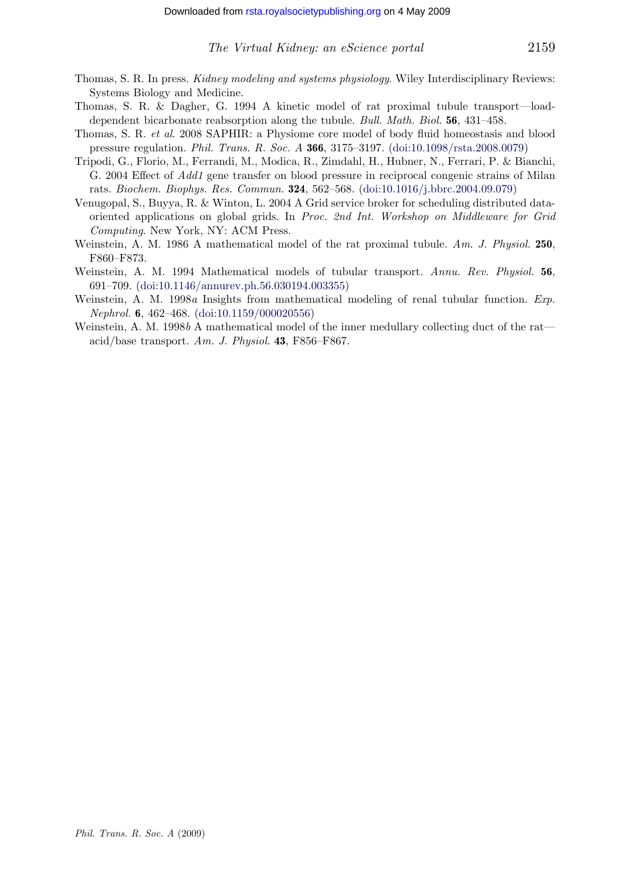Thomas, S. R. In press. *Kidney modeling and systems physiology*. Wiley Interdisciplinary Reviews: Systems Biology and Medicine.

Thomas, S. R. & Dagher, G. 1994 A kinetic model of rat proximal tubule transport—load-dependent bicarbonate reabsorption along the tubule. *Bull. Math. Biol.* **56**, 431–458.

Thomas, S. R. *et al*. 2008 SAPHIR: a Physiome core model of body fluid homeostasis and blood pressure regulation. *Phil. Trans. R. Soc. A* **366**, 3175–3197. (doi:10.1098/rsta.2008.0079)

Tripodi, G., Florio, M., Ferrandi, M., Modica, R., Zimdahl, H., Hubner, N., Ferrari, P. & Bianchi, G. 2004 Effect of *Add1* gene transfer on blood pressure in reciprocal congenic strains of Milan rats. *Biochem. Biophys. Res. Commun.* **324**, 562–568. (doi:10.1016/j.bbrc.2004.09.079)

Venugopal, S., Buyya, R. & Winton, L. 2004 A Grid service broker for scheduling distributed data-oriented applications on global grids. In *Proc. 2nd Int. Workshop on Middleware for Grid Computing*. New York, NY: ACM Press.

Weinstein, A. M. 1986 A mathematical model of the rat proximal tubule. *Am. J. Physiol.* **250**, F860–F873.

Weinstein, A. M. 1994 Mathematical models of tubular transport. *Annu. Rev. Physiol.* **56**, 691–709. (doi:10.1146/annurev.ph.56.030194.003355)

Weinstein, A. M. 1998*a* Insights from mathematical modeling of renal tubular function. *Exp. Nephrol.* **6**, 462–468. (doi:10.1159/000020556)

Weinstein, A. M. 1998*b* A mathematical model of the inner medullary collecting duct of the rat—acid/base transport. *Am. J. Physiol.* **43**, F856–F867.